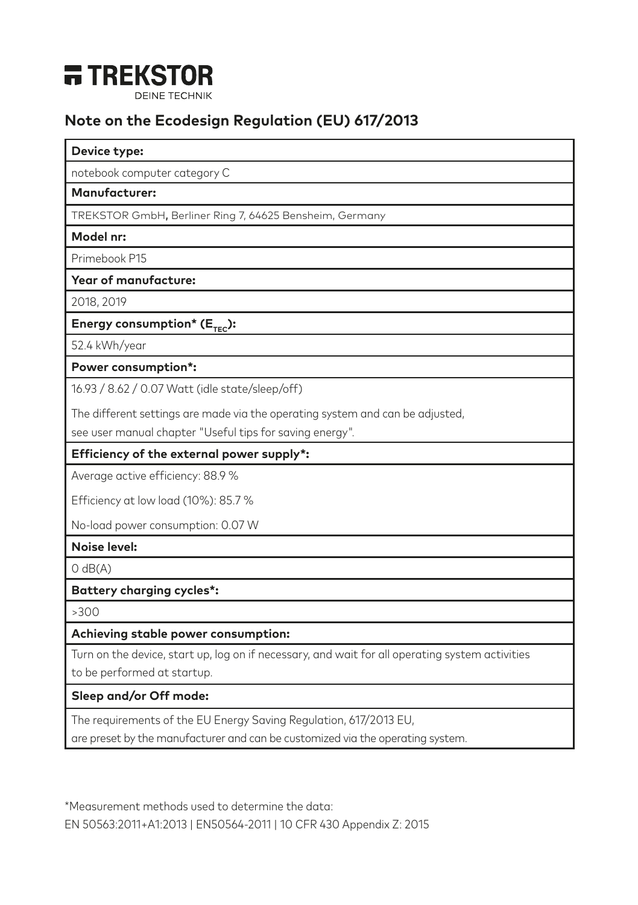# TREKSTOR

DEINE TECHNIK

## Note on the Ecodesign Regulation (EU) 617/2013

| **Device type:** |
|---|
| notebook computer category C |
| **Manufacturer:** |
| TREKSTOR GmbH, Berliner Ring 7, 64625 Bensheim, Germany |
| **Model nr:** |
| Primebook P15 |
| **Year of manufacture:** |
| 2018, 2019 |
| **Energy consumption* ($E_{TEC}$):** |
| 52.4 kWh/year |
| **Power consumption*:** |
| 16.93 / 8.62 / 0.07 Watt (idle state/sleep/off)<br>The different settings are made via the operating system and can be adjusted, see user manual chapter "Useful tips for saving energy". |
| **Efficiency of the external power supply*:** |
| Average active efficiency: 88.9 %<br>Efficiency at low load (10%): 85.7 %<br>No-load power consumption: 0.07 W |
| **Noise level:** |
| 0 dB(A) |
| **Battery charging cycles*:** |
| >300 |
| **Achieving stable power consumption:** |
| Turn on the device, start up, log on if necessary, and wait for all operating system activities to be performed at startup. |
| **Sleep and/or Off mode:** |
| The requirements of the EU Energy Saving Regulation, 617/2013 EU, are preset by the manufacturer and can be customized via the operating system. |

*Measurement methods used to determine the data:
EN 50563:2011+A1:2013 | EN50564-2011 | 10 CFR 430 Appendix Z: 2015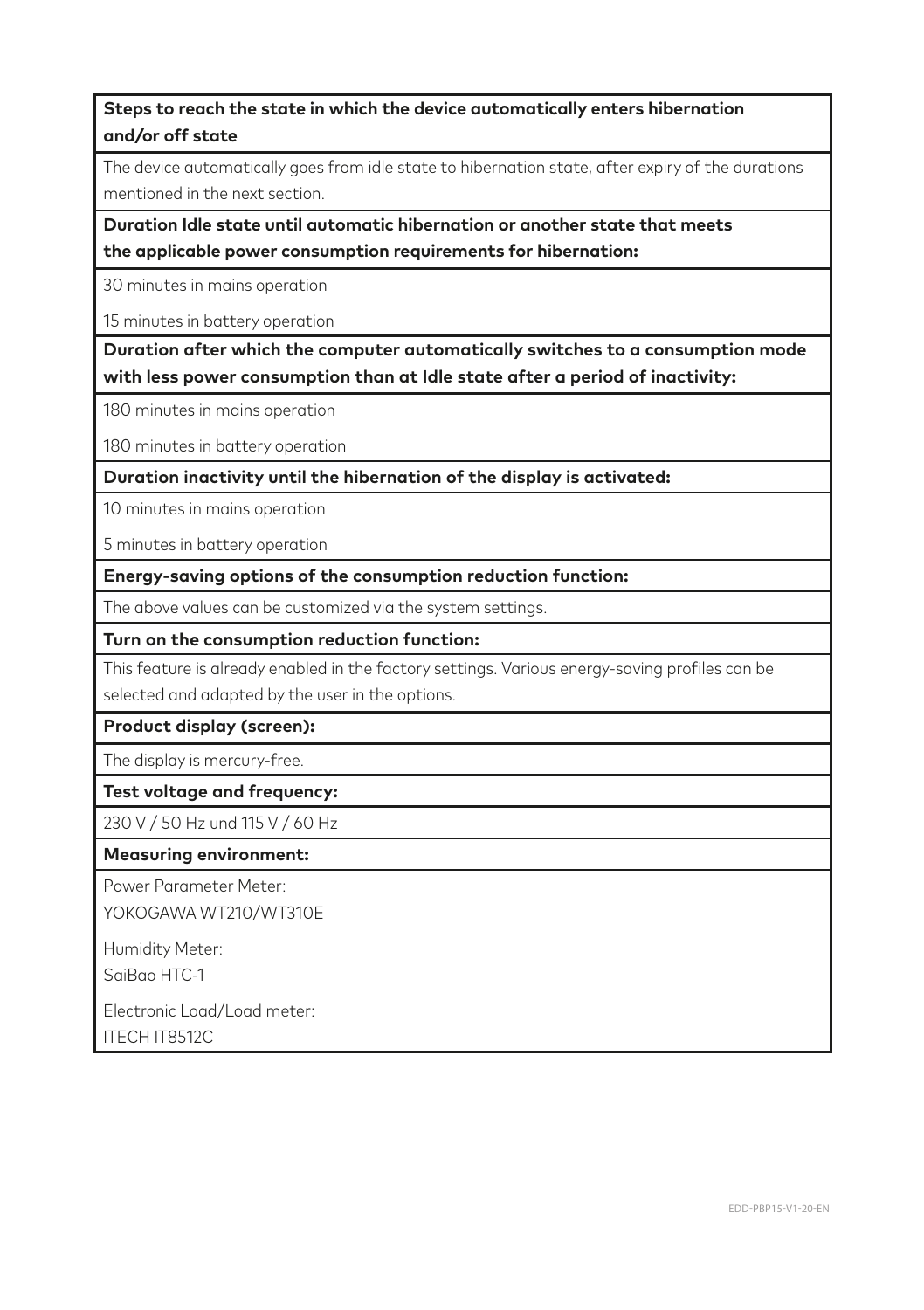**Steps to reach the state in which the device automatically enters hibernation and/or off state**

The device automatically goes from idle state to hibernation state, after expiry of the durations mentioned in the next section.

**Duration Idle state until automatic hibernation or another state that meets the applicable power consumption requirements for hibernation:**

30 minutes in mains operation

15 minutes in battery operation

**Duration after which the computer automatically switches to a consumption mode with less power consumption than at Idle state after a period of inactivity:**

180 minutes in mains operation

180 minutes in battery operation

**Duration inactivity until the hibernation of the display is activated:**

10 minutes in mains operation

5 minutes in battery operation

**Energy-saving options of the consumption reduction function:**

The above values can be customized via the system settings.

**Turn on the consumption reduction function:**

This feature is already enabled in the factory settings. Various energy-saving profiles can be selected and adapted by the user in the options.

**Product display (screen):**

The display is mercury-free.

**Test voltage and frequency:**

230 V / 50 Hz und 115 V / 60 Hz

**Measuring environment:**

Power Parameter Meter:
YOKOGAWA WT210/WT310E

Humidity Meter:
SaiBao HTC-1

Electronic Load/Load meter:
ITECH IT8512C

EDD-PBP15-V1-20-EN